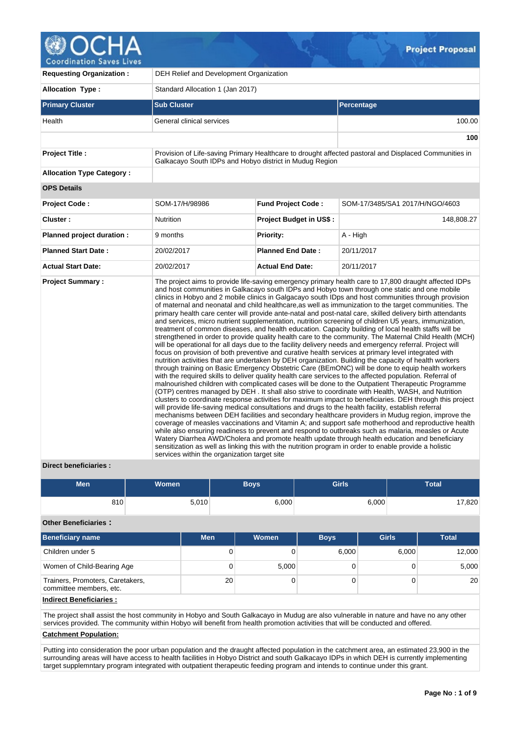# OCHA Project Proposal

| | |
|---|---|
| **Requesting Organization :** | DEH Relief and Development Organization |
| **Allocation Type :** | Standard Allocation 1 (Jan 2017) |

| **Primary Cluster** | **Sub Cluster** | **Percentage** |
|---|---|---|
| Health | General clinical services | 100.00 |
| | | **100** |

| | |
|---|---|
| **Project Title :** | Provision of Life-saving Primary Healthcare to drought affected pastoral and Displaced Communities in Galkacayo South IDPs and Hobyo district in Mudug Region |
| **Allocation Type Category :** | |

**OPS Details**

| | | | |
|---|---|---|---|
| **Project Code :** | SOM-17/H/98986 | **Fund Project Code :** | SOM-17/3485/SA1 2017/H/NGO/4603 |
| **Cluster :** | Nutrition | **Project Budget in US$ :** | 148,808.27 |
| **Planned project duration :** | 9 months | **Priority:** | A - High |
| **Planned Start Date :** | 20/02/2017 | **Planned End Date :** | 20/11/2017 |
| **Actual Start Date:** | 20/02/2017 | **Actual End Date:** | 20/11/2017 |

**Project Summary :**

The project aims to provide life-saving emergency primary health care to 17,800 draught affected IDPs and host communities in Galkacayo south IDPs and Hobyo town through one static and one mobile clinics in Hobyo and 2 mobile clinics in Galgacayo south IDps and host communities through provision of maternal and neonatal and child healthcare,as well as immunization to the target communities. The primary health care center will provide ante-natal and post-natal care, skilled delivery birth attendants and services, micro nutrient supplementation, nutrition screening of children U5 years, immunization, treatment of common diseases, and health education. Capacity building of local health staffs will be strengthened in order to provide quality health care to the community. The Maternal Child Health (MCH) will be operational for all days due to the facility delivery needs and emergency referral. Project will focus on provision of both preventive and curative health services at primary level integrated with nutrition activities that are undertaken by DEH organization. Building the capacity of health workers through training on Basic Emergency Obstetric Care (BEmONC) will be done to equip health workers with the required skills to deliver quality health care services to the affected population. Referral of malnourished children with complicated cases will be done to the Outpatient Therapeutic Programme (OTP) centres managed by DEH . It shall also strive to coordinate with Health, WASH, and Nutrition clusters to coordinate response activities for maximum impact to beneficiaries. DEH through this project will provide life-saving medical consultations and drugs to the health facility, establish referral mechanisms between DEH facilities and secondary healthcare providers in Mudug region, improve the coverage of measles vaccinations and Vitamin A; and support safe motherhood and reproductive health while also ensuring readiness to prevent and respond to outbreaks such as malaria, measles or Acute Watery Diarrhea AWD/Cholera and promote health update through health education and beneficiary sensitization as well as linking this with the nutrition program in order to enable provide a holistic services within the organization target site

**Direct beneficiaries :**

| Men | Women | Boys | Girls | Total |
|---|---|---|---|---|
| 810 | 5,010 | 6,000 | 6,000 | 17,820 |

**Other Beneficiaries :**

| Beneficiary name | Men | Women | Boys | Girls | Total |
|---|---|---|---|---|---|
| Children under 5 | 0 | 0 | 6,000 | 6,000 | 12,000 |
| Women of Child-Bearing Age | 0 | 5,000 | 0 | 0 | 5,000 |
| Trainers, Promoters, Caretakers, committee members, etc. | 20 | 0 | 0 | 0 | 20 |

**Indirect Beneficiaries :**

The project shall assist the host community in Hobyo and South Galkacayo in Mudug are also vulnerable in nature and have no any other services provided. The community within Hobyo will benefit from health promotion activities that will be conducted and offered.

**Catchment Population:**

Putting into consideration the poor urban population and the draught affected population in the catchment area, an estimated 23,900 in the surrounding areas will have access to health facilities in Hobyo District and south Galkacayo IDPs in which DEH is currently implementing target supplemntary program integrated with outpatient therapeutic feeding program and intends to continue under this grant.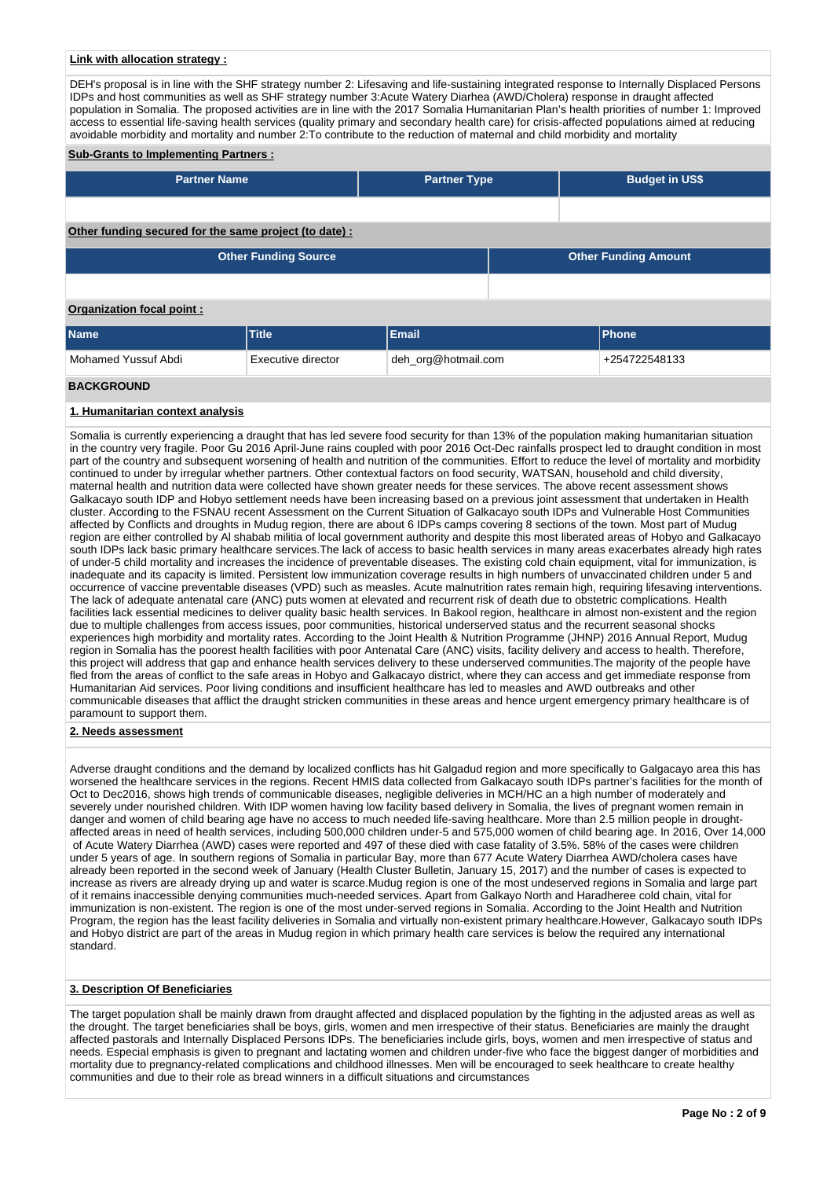**Link with allocation strategy :**

DEH's proposal is in line with the SHF strategy number 2: Lifesaving and life-sustaining integrated response to Internally Displaced Persons IDPs and host communities as well as SHF strategy number 3:Acute Watery Diarhea (AWD/Cholera) response in draught affected population in Somalia. The proposed activities are in line with the 2017 Somalia Humanitarian Plan's health priorities of number 1: Improved access to essential life-saving health services (quality primary and secondary health care) for crisis-affected populations aimed at reducing avoidable morbidity and mortality and number 2:To contribute to the reduction of maternal and child morbidity and mortality

**Sub-Grants to Implementing Partners :**

| Partner Name | Partner Type | Budget in US$ |
|---|---|---|
| | | |

**Other funding secured for the same project (to date) :**

| Other Funding Source | Other Funding Amount |
|---|---|
| | |

**Organization focal point :**

| Name | Title | Email | Phone |
|---|---|---|---|
| Mohamed Yussuf Abdi | Executive director | deh_org@hotmail.com | +254722548133 |

## BACKGROUND

**1. Humanitarian context analysis**

Somalia is currently experiencing a draught that has led severe food security for than 13% of the population making humanitarian situation in the country very fragile. Poor Gu 2016 April-June rains coupled with poor 2016 Oct-Dec rainfalls prospect led to draught condition in most part of the country and subsequent worsening of health and nutrition of the communities. Effort to reduce the level of mortality and morbidity continued to under by irregular whether partners. Other contextual factors on food security, WATSAN, household and child diversity, maternal health and nutrition data were collected have shown greater needs for these services. The above recent assessment shows Galkacayo south IDP and Hobyo settlement needs have been increasing based on a previous joint assessment that undertaken in Health cluster. According to the FSNAU recent Assessment on the Current Situation of Galkacayo south IDPs and Vulnerable Host Communities affected by Conflicts and droughts in Mudug region, there are about 6 IDPs camps covering 8 sections of the town. Most part of Mudug region are either controlled by Al shabab militia of local government authority and despite this most liberated areas of Hobyo and Galkacayo south IDPs lack basic primary healthcare services.The lack of access to basic health services in many areas exacerbates already high rates of under-5 child mortality and increases the incidence of preventable diseases. The existing cold chain equipment, vital for immunization, is inadequate and its capacity is limited. Persistent low immunization coverage results in high numbers of unvaccinated children under 5 and occurrence of vaccine preventable diseases (VPD) such as measles. Acute malnutrition rates remain high, requiring lifesaving interventions. The lack of adequate antenatal care (ANC) puts women at elevated and recurrent risk of death due to obstetric complications. Health facilities lack essential medicines to deliver quality basic health services. In Bakool region, healthcare in almost non-existent and the region due to multiple challenges from access issues, poor communities, historical underserved status and the recurrent seasonal shocks experiences high morbidity and mortality rates. According to the Joint Health & Nutrition Programme (JHNP) 2016 Annual Report, Mudug region in Somalia has the poorest health facilities with poor Antenatal Care (ANC) visits, facility delivery and access to health. Therefore, this project will address that gap and enhance health services delivery to these underserved communities.The majority of the people have fled from the areas of conflict to the safe areas in Hobyo and Galkacayo district, where they can access and get immediate response from Humanitarian Aid services. Poor living conditions and insufficient healthcare has led to measles and AWD outbreaks and other communicable diseases that afflict the draught stricken communities in these areas and hence urgent emergency primary healthcare is of paramount to support them.

**2. Needs assessment**

Adverse draught conditions and the demand by localized conflicts has hit Galgadud region and more specifically to Galgacayo area this has worsened the healthcare services in the regions. Recent HMIS data collected from Galkacayo south IDPs partner's facilities for the month of Oct to Dec2016, shows high trends of communicable diseases, negligible deliveries in MCH/HC an a high number of moderately and severely under nourished children. With IDP women having low facility based delivery in Somalia, the lives of pregnant women remain in danger and women of child bearing age have no access to much needed life-saving healthcare. More than 2.5 million people in drought-affected areas in need of health services, including 500,000 children under-5 and 575,000 women of child bearing age. In 2016, Over 14,000 of Acute Watery Diarrhea (AWD) cases were reported and 497 of these died with case fatality of 3.5%. 58% of the cases were children under 5 years of age. In southern regions of Somalia in particular Bay, more than 677 Acute Watery Diarrhea AWD/cholera cases have already been reported in the second week of January (Health Cluster Bulletin, January 15, 2017) and the number of cases is expected to increase as rivers are already drying up and water is scarce.Mudug region is one of the most undeserved regions in Somalia and large part of it remains inaccessible denying communities much-needed services. Apart from Galkayo North and Haradheree cold chain, vital for immunization is non-existent. The region is one of the most under-served regions in Somalia. According to the Joint Health and Nutrition Program, the region has the least facility deliveries in Somalia and virtually non-existent primary healthcare.However, Galkacayo south IDPs and Hobyo district are part of the areas in Mudug region in which primary health care services is below the required any international standard.

**3. Description Of Beneficiaries**

The target population shall be mainly drawn from draught affected and displaced population by the fighting in the adjusted areas as well as the drought. The target beneficiaries shall be boys, girls, women and men irrespective of their status. Beneficiaries are mainly the draught affected pastorals and Internally Displaced Persons IDPs. The beneficiaries include girls, boys, women and men irrespective of status and needs. Especial emphasis is given to pregnant and lactating women and children under-five who face the biggest danger of morbidities and mortality due to pregnancy-related complications and childhood illnesses. Men will be encouraged to seek healthcare to create healthy communities and due to their role as bread winners in a difficult situations and circumstances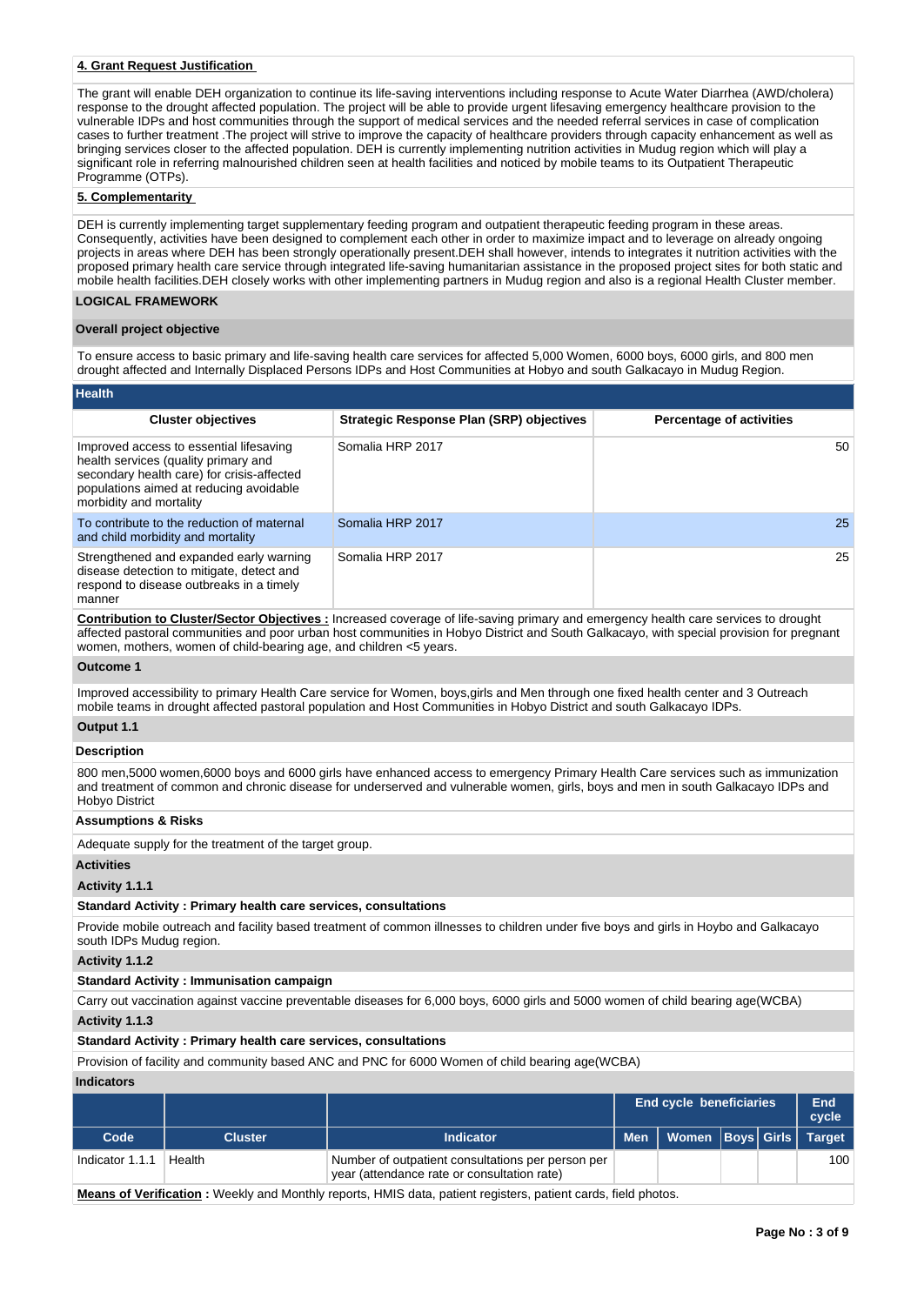**4. Grant Request Justification**

The grant will enable DEH organization to continue its life-saving interventions including response to Acute Water Diarrhea (AWD/cholera) response to the drought affected population. The project will be able to provide urgent lifesaving emergency healthcare provision to the vulnerable IDPs and host communities through the support of medical services and the needed referral services in case of complication cases to further treatment .The project will strive to improve the capacity of healthcare providers through capacity enhancement as well as bringing services closer to the affected population. DEH is currently implementing nutrition activities in Mudug region which will play a significant role in referring malnourished children seen at health facilities and noticed by mobile teams to its Outpatient Therapeutic Programme (OTPs).

**5. Complementarity**

DEH is currently implementing target supplementary feeding program and outpatient therapeutic feeding program in these areas. Consequently, activities have been designed to complement each other in order to maximize impact and to leverage on already ongoing projects in areas where DEH has been strongly operationally present.DEH shall however, intends to integrates it nutrition activities with the proposed primary health care service through integrated life-saving humanitarian assistance in the proposed project sites for both static and mobile health facilities.DEH closely works with other implementing partners in Mudug region and also is a regional Health Cluster member.

## LOGICAL FRAMEWORK

**Overall project objective**

To ensure access to basic primary and life-saving health care services for affected 5,000 Women, 6000 boys, 6000 girls, and 800 men drought affected and Internally Displaced Persons IDPs and Host Communities at Hobyo and south Galkacayo in Mudug Region.

**Health**

| Cluster objectives | Strategic Response Plan (SRP) objectives | Percentage of activities |
|---|---|---|
| Improved access to essential lifesaving health services (quality primary and secondary health care) for crisis-affected populations aimed at reducing avoidable morbidity and mortality | Somalia HRP 2017 | 50 |
| To contribute to the reduction of maternal and child morbidity and mortality | Somalia HRP 2017 | 25 |
| Strengthened and expanded early warning disease detection to mitigate, detect and respond to disease outbreaks in a timely manner | Somalia HRP 2017 | 25 |

**Contribution to Cluster/Sector Objectives :** Increased coverage of life-saving primary and emergency health care services to drought affected pastoral communities and poor urban host communities in Hobyo District and South Galkacayo, with special provision for pregnant women, mothers, women of child-bearing age, and children <5 years.

**Outcome 1**

Improved accessibility to primary Health Care service for Women, boys,girls and Men through one fixed health center and 3 Outreach mobile teams in drought affected pastoral population and Host Communities in Hobyo District and south Galkacayo IDPs.

**Output 1.1**

**Description**

800 men,5000 women,6000 boys and 6000 girls have enhanced access to emergency Primary Health Care services such as immunization and treatment of common and chronic disease for underserved and vulnerable women, girls, boys and men in south Galkacayo IDPs and Hobyo District

**Assumptions & Risks**

Adequate supply for the treatment of the target group.

**Activities**

**Activity 1.1.1**

**Standard Activity : Primary health care services, consultations**

Provide mobile outreach and facility based treatment of common illnesses to children under five boys and girls in Hoybo and Galkacayo south IDPs Mudug region.

**Activity 1.1.2**

**Standard Activity : Immunisation campaign**

Carry out vaccination against vaccine preventable diseases for 6,000 boys, 6000 girls and 5000 women of child bearing age(WCBA)

**Activity 1.1.3**

**Standard Activity : Primary health care services, consultations**

Provision of facility and community based ANC and PNC for 6000 Women of child bearing age(WCBA)

**Indicators**

| | | | End cycle beneficiaries | | | | End cycle |
|---|---|---|---|---|---|---|---|
| **Code** | **Cluster** | **Indicator** | **Men** | **Women** | **Boys** | **Girls** | **Target** |
| Indicator 1.1.1 | Health | Number of outpatient consultations per person per year (attendance rate or consultation rate) | | | | | 100 |

**Means of Verification :** Weekly and Monthly reports, HMIS data, patient registers, patient cards, field photos.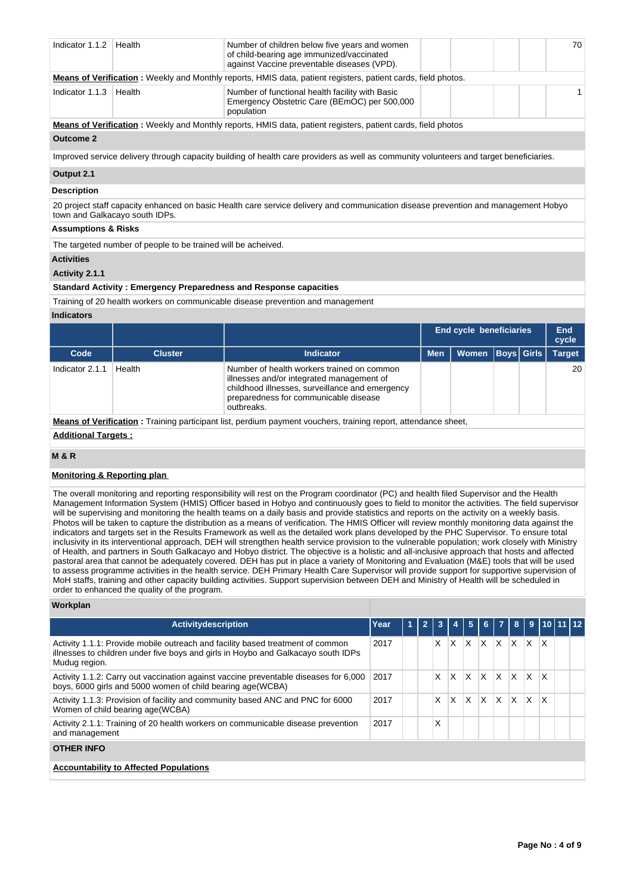| Indicator 1.1.2 | Health | Number of children below five years and women of child-bearing age immunized/vaccinated against Vaccine preventable diseases (VPD). | | | | | 70 |
|---|---|---|---|---|---|---|---|

**Means of Verification :** Weekly and Monthly reports, HMIS data, patient registers, patient cards, field photos.

| Indicator 1.1.3 | Health | Number of functional health facility with Basic Emergency Obstetric Care (BEmOC) per 500,000 population | | | | | 1 |
|---|---|---|---|---|---|---|---|

**Means of Verification :** Weekly and Monthly reports, HMIS data, patient registers, patient cards, field photos

**Outcome 2**

Improved service delivery through capacity building of health care providers as well as community volunteers and target beneficiaries.

**Output 2.1**

**Description**

20 project staff capacity enhanced on basic Health care service delivery and communication disease prevention and management Hobyo town and Galkacayo south IDPs.

**Assumptions & Risks**

The targeted number of people to be trained will be acheived.

**Activities**

**Activity 2.1.1**

**Standard Activity : Emergency Preparedness and Response capacities**

Training of 20 health workers on communicable disease prevention and management

**Indicators**

| | | | End cycle beneficiaries | | | | End cycle |
|---|---|---|---|---|---|---|---|
| Code | Cluster | Indicator | Men | Women | Boys | Girls | Target |
| Indicator 2.1.1 | Health | Number of health workers trained on common illnesses and/or integrated management of childhood illnesses, surveillance and emergency preparedness for communicable disease outbreaks. | | | | | 20 |

**Means of Verification :** Training participant list, perdium payment vouchers, training report, attendance sheet,

**Additional Targets :**

**M & R**

**Monitoring & Reporting plan**

The overall monitoring and reporting responsibility will rest on the Program coordinator (PC) and health filed Supervisor and the Health Management Information System (HMIS) Officer based in Hobyo and continuously goes to field to monitor the activities. The field supervisor will be supervising and monitoring the health teams on a daily basis and provide statistics and reports on the activity on a weekly basis. Photos will be taken to capture the distribution as a means of verification. The HMIS Officer will review monthly monitoring data against the indicators and targets set in the Results Framework as well as the detailed work plans developed by the PHC Supervisor. To ensure total inclusivity in its interventional approach, DEH will strengthen health service provision to the vulnerable population; work closely with Ministry of Health, and partners in South Galkacayo and Hobyo district. The objective is a holistic and all-inclusive approach that hosts and affected pastoral area that cannot be adequately covered. DEH has put in place a variety of Monitoring and Evaluation (M&E) tools that will be used to assess programme activities in the health service. DEH Primary Health Care Supervisor will provide support for supportive supervision of MoH staffs, training and other capacity building activities. Support supervision between DEH and Ministry of Health will be scheduled in order to enhanced the quality of the program.

**Workplan**

| Activitydescription | Year | 1 | 2 | 3 | 4 | 5 | 6 | 7 | 8 | 9 | 10 | 11 | 12 |
|---|---|---|---|---|---|---|---|---|---|---|---|---|---|
| Activity 1.1.1: Provide mobile outreach and facility based treatment of common illnesses to children under five boys and girls in Hoybo and Galkacayo south IDPs Mudug region. | 2017 | | | X | X | X | X | X | X | X | X | | |
| Activity 1.1.2: Carry out vaccination against vaccine preventable diseases for 6,000 boys, 6000 girls and 5000 women of child bearing age(WCBA) | 2017 | | | X | X | X | X | X | X | X | X | | |
| Activity 1.1.3: Provision of facility and community based ANC and PNC for 6000 Women of child bearing age(WCBA) | 2017 | | | X | X | X | X | X | X | X | X | | |
| Activity 2.1.1: Training of 20 health workers on communicable disease prevention and management | 2017 | | | X | | | | | | | | | |

**OTHER INFO**

**Accountability to Affected Populations**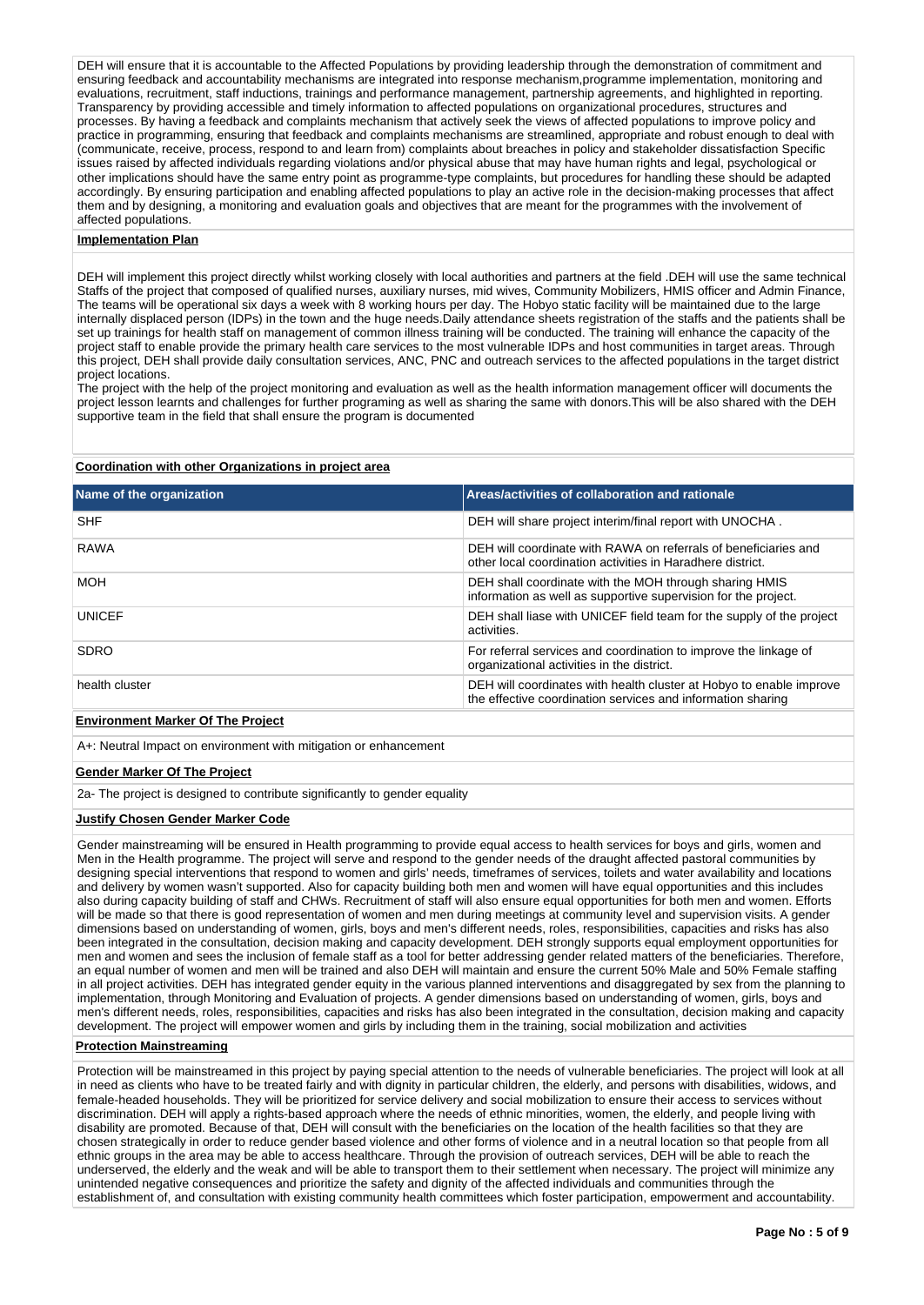DEH will ensure that it is accountable to the Affected Populations by providing leadership through the demonstration of commitment and ensuring feedback and accountability mechanisms are integrated into response mechanism,programme implementation, monitoring and evaluations, recruitment, staff inductions, trainings and performance management, partnership agreements, and highlighted in reporting. Transparency by providing accessible and timely information to affected populations on organizational procedures, structures and processes. By having a feedback and complaints mechanism that actively seek the views of affected populations to improve policy and practice in programming, ensuring that feedback and complaints mechanisms are streamlined, appropriate and robust enough to deal with (communicate, receive, process, respond to and learn from) complaints about breaches in policy and stakeholder dissatisfaction Specific issues raised by affected individuals regarding violations and/or physical abuse that may have human rights and legal, psychological or other implications should have the same entry point as programme-type complaints, but procedures for handling these should be adapted accordingly. By ensuring participation and enabling affected populations to play an active role in the decision-making processes that affect them and by designing, a monitoring and evaluation goals and objectives that are meant for the programmes with the involvement of affected populations.

**Implementation Plan**

DEH will implement this project directly whilst working closely with local authorities and partners at the field .DEH will use the same technical Staffs of the project that composed of qualified nurses, auxiliary nurses, mid wives, Community Mobilizers, HMIS officer and Admin Finance, The teams will be operational six days a week with 8 working hours per day. The Hobyo static facility will be maintained due to the large internally displaced person (IDPs) in the town and the huge needs.Daily attendance sheets registration of the staffs and the patients shall be set up trainings for health staff on management of common illness training will be conducted. The training will enhance the capacity of the project staff to enable provide the primary health care services to the most vulnerable IDPs and host communities in target areas. Through this project, DEH shall provide daily consultation services, ANC, PNC and outreach services to the affected populations in the target district project locations.
The project with the help of the project monitoring and evaluation as well as the health information management officer will documents the project lesson learnts and challenges for further programing as well as sharing the same with donors.This will be also shared with the DEH supportive team in the field that shall ensure the program is documented

**Coordination with other Organizations in project area**

| Name of the organization | Areas/activities of collaboration and rationale |
|---|---|
| SHF | DEH will share project interim/final report with UNOCHA . |
| RAWA | DEH will coordinate with RAWA on referrals of beneficiaries and other local coordination activities in Haradhere district. |
| MOH | DEH shall coordinate with the MOH through sharing HMIS information as well as supportive supervision for the project. |
| UNICEF | DEH shall liase with UNICEF field team for the supply of the project activities. |
| SDRO | For referral services and coordination to improve the linkage of organizational activities in the district. |
| health cluster | DEH will coordinates with health cluster at Hobyo to enable improve the effective coordination services and information sharing |

**Environment Marker Of The Project**

A+: Neutral Impact on environment with mitigation or enhancement

**Gender Marker Of The Project**

2a- The project is designed to contribute significantly to gender equality

**Justify Chosen Gender Marker Code**

Gender mainstreaming will be ensured in Health programming to provide equal access to health services for boys and girls, women and Men in the Health programme. The project will serve and respond to the gender needs of the draught affected pastoral communities by designing special interventions that respond to women and girls' needs, timeframes of services, toilets and water availability and locations and delivery by women wasn't supported. Also for capacity building both men and women will have equal opportunities and this includes also during capacity building of staff and CHWs. Recruitment of staff will also ensure equal opportunities for both men and women. Efforts will be made so that there is good representation of women and men during meetings at community level and supervision visits. A gender dimensions based on understanding of women, girls, boys and men's different needs, roles, responsibilities, capacities and risks has also been integrated in the consultation, decision making and capacity development. DEH strongly supports equal employment opportunities for men and women and sees the inclusion of female staff as a tool for better addressing gender related matters of the beneficiaries. Therefore, an equal number of women and men will be trained and also DEH will maintain and ensure the current 50% Male and 50% Female staffing in all project activities. DEH has integrated gender equity in the various planned interventions and disaggregated by sex from the planning to implementation, through Monitoring and Evaluation of projects. A gender dimensions based on understanding of women, girls, boys and men's different needs, roles, responsibilities, capacities and risks has also been integrated in the consultation, decision making and capacity development. The project will empower women and girls by including them in the training, social mobilization and activities

**Protection Mainstreaming**

Protection will be mainstreamed in this project by paying special attention to the needs of vulnerable beneficiaries. The project will look at all in need as clients who have to be treated fairly and with dignity in particular children, the elderly, and persons with disabilities, widows, and female-headed households. They will be prioritized for service delivery and social mobilization to ensure their access to services without discrimination. DEH will apply a rights-based approach where the needs of ethnic minorities, women, the elderly, and people living with disability are promoted. Because of that, DEH will consult with the beneficiaries on the location of the health facilities so that they are chosen strategically in order to reduce gender based violence and other forms of violence and in a neutral location so that people from all ethnic groups in the area may be able to access healthcare. Through the provision of outreach services, DEH will be able to reach the underserved, the elderly and the weak and will be able to transport them to their settlement when necessary. The project will minimize any unintended negative consequences and prioritize the safety and dignity of the affected individuals and communities through the establishment of, and consultation with existing community health committees which foster participation, empowerment and accountability.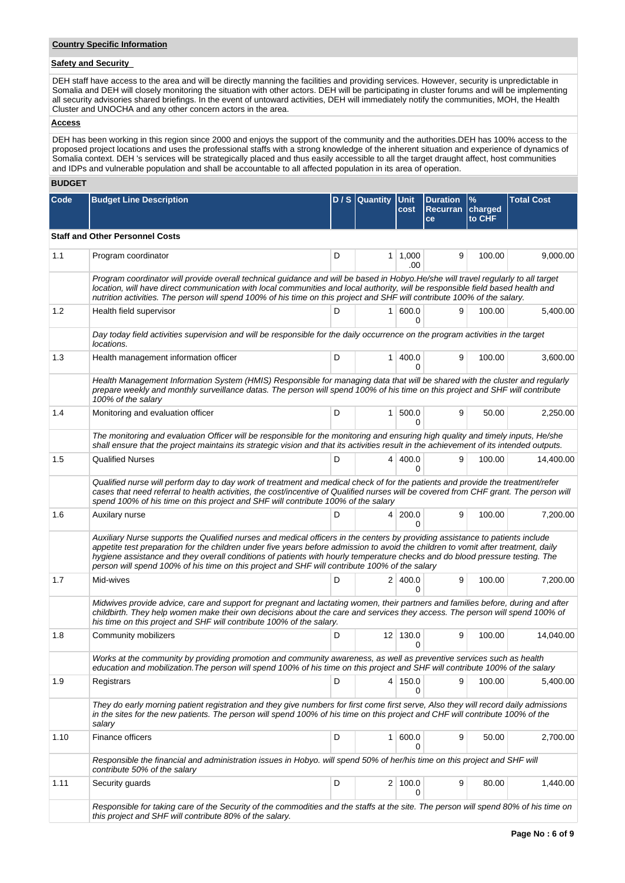## Country Specific Information

### Safety and Security

DEH staff have access to the area and will be directly manning the facilities and providing services. However, security is unpredictable in Somalia and DEH will closely monitoring the situation with other actors. DEH will be participating in cluster forums and will be implementing all security advisories shared briefings. In the event of untoward activities, DEH will immediately notify the communities, MOH, the Health Cluster and UNOCHA and any other concern actors in the area.

### Access

DEH has been working in this region since 2000 and enjoys the support of the community and the authorities.DEH has 100% access to the proposed project locations and uses the professional staffs with a strong knowledge of the inherent situation and experience of dynamics of Somalia context. DEH 's services will be strategically placed and thus easily accessible to all the target draught affect, host communities and IDPs and vulnerable population and shall be accountable to all affected population in its area of operation.

## BUDGET

| Code | Budget Line Description | D / S | Quantity | Unit cost | Duration Recurrance | % charged to CHF | Total Cost |
|---|---|---|---|---|---|---|---|
| **Staff and Other Personnel Costs** | | | | | | | |
| 1.1 | Program coordinator | D | 1 | 1,000.00 | 9 | 100.00 | 9,000.00 |
| | *Program coordinator will provide overall technical guidance and will be based in Hobyo.He/she will travel regularly to all target location, will have direct communication with local communities and local authority, will be responsible field based health and nutrition activities. The person will spend 100% of his time on this project and SHF will contribute 100% of the salary.* | | | | | | |
| 1.2 | Health field supervisor | D | 1 | 600.00 | 9 | 100.00 | 5,400.00 |
| | *Day today field activities supervision and will be responsible for the daily occurrence on the program activities in the target locations.* | | | | | | |
| 1.3 | Health management information officer | D | 1 | 400.00 | 9 | 100.00 | 3,600.00 |
| | *Health Management Information System (HMIS) Responsible for managing data that will be shared with the cluster and regularly prepare weekly and monthly surveillance datas. The person will spend 100% of his time on this project and SHF will contribute 100% of the salary* | | | | | | |
| 1.4 | Monitoring and evaluation officer | D | 1 | 500.00 | 9 | 50.00 | 2,250.00 |
| | *The monitoring and evaluation Officer will be responsible for the monitoring and ensuring high quality and timely inputs, He/she shall ensure that the project maintains its strategic vision and that its activities result in the achievement of its intended outputs.* | | | | | | |
| 1.5 | Qualified Nurses | D | 4 | 400.00 | 9 | 100.00 | 14,400.00 |
| | *Qualified nurse will perform day to day work of treatment and medical check of for the patients and provide the treatment/refer cases that need referral to health activities, the cost/incentive of Qualified nurses will be covered from CHF grant. The person will spend 100% of his time on this project and SHF will contribute 100% of the salary* | | | | | | |
| 1.6 | Auxilary nurse | D | 4 | 200.00 | 9 | 100.00 | 7,200.00 |
| | *Auxiliary Nurse supports the Qualified nurses and medical officers in the centers by providing assistance to patients include appetite test preparation for the children under five years before admission to avoid the children to vomit after treatment, daily hygiene assistance and they overall conditions of patients with hourly temperature checks and do blood pressure testing. The person will spend 100% of his time on this project and SHF will contribute 100% of the salary* | | | | | | |
| 1.7 | Mid-wives | D | 2 | 400.00 | 9 | 100.00 | 7,200.00 |
| | *Midwives provide advice, care and support for pregnant and lactating women, their partners and families before, during and after childbirth. They help women make their own decisions about the care and services they access. The person will spend 100% of his time on this project and SHF will contribute 100% of the salary.* | | | | | | |
| 1.8 | Community mobilizers | D | 12 | 130.00 | 9 | 100.00 | 14,040.00 |
| | *Works at the community by providing promotion and community awareness, as well as preventive services such as health education and mobilization.The person will spend 100% of his time on this project and SHF will contribute 100% of the salary* | | | | | | |
| 1.9 | Registrars | D | 4 | 150.00 | 9 | 100.00 | 5,400.00 |
| | *They do early morning patient registration and they give numbers for first come first serve, Also they will record daily admissions in the sites for the new patients. The person will spend 100% of his time on this project and CHF will contribute 100% of the salary* | | | | | | |
| 1.10 | Finance officers | D | 1 | 600.00 | 9 | 50.00 | 2,700.00 |
| | *Responsible the financial and administration issues in Hobyo. will spend 50% of her/his time on this project and SHF will contribute 50% of the salary* | | | | | | |
| 1.11 | Security guards | D | 2 | 100.00 | 9 | 80.00 | 1,440.00 |
| | *Responsible for taking care of the Security of the commodities and the staffs at the site. The person will spend 80% of his time on this project and SHF will contribute 80% of the salary.* | | | | | | |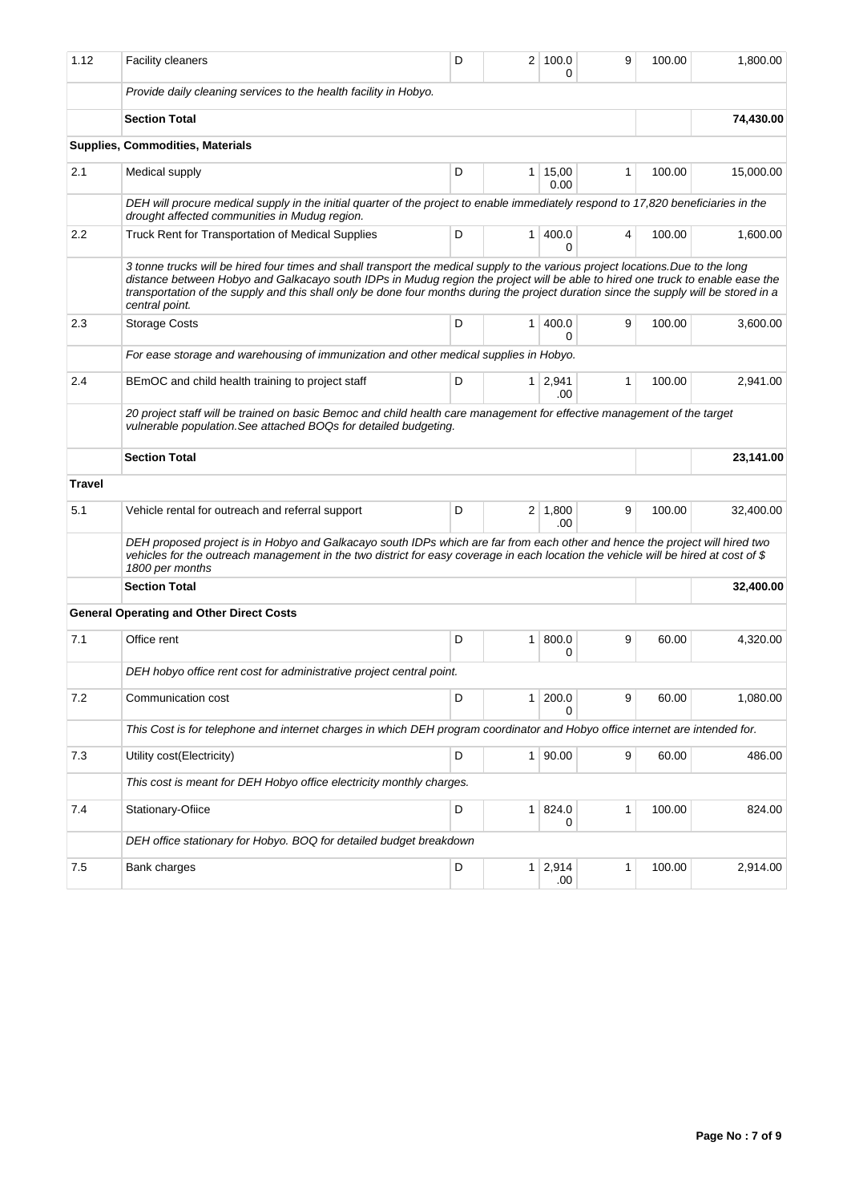| | | | | | | | |
|---|---|---|---|---|---|---|---|
| 1.12 | Facility cleaners | D | 2 | 100.00 | 9 | 100.00 | 1,800.00 |
| | *Provide daily cleaning services to the health facility in Hobyo.* | | | | | | |
| | **Section Total** | | | | | | **74,430.00** |
| | **Supplies, Commodities, Materials** | | | | | | |
| 2.1 | Medical supply | D | 1 | 15,000.00 | 1 | 100.00 | 15,000.00 |
| | *DEH will procure medical supply in the initial quarter of the project to enable immediately respond to 17,820 beneficiaries in the drought affected communities in Mudug region.* | | | | | | |
| 2.2 | Truck Rent for Transportation of Medical Supplies | D | 1 | 400.00 | 4 | 100.00 | 1,600.00 |
| | *3 tonne trucks will be hired four times and shall transport the medical supply to the various project locations.Due to the long distance between Hobyo and Galkacayo south IDPs in Mudug region the project will be able to hired one truck to enable ease the transportation of the supply and this shall only be done four months during the project duration since the supply will be stored in a central point.* | | | | | | |
| 2.3 | Storage Costs | D | 1 | 400.00 | 9 | 100.00 | 3,600.00 |
| | *For ease storage and warehousing of immunization and other medical supplies in Hobyo.* | | | | | | |
| 2.4 | BEmOC and child health training to project staff | D | 1 | 2,941.00 | 1 | 100.00 | 2,941.00 |
| | *20 project staff will be trained on basic Bemoc and child health care management for effective management of the target vulnerable population.See attached BOQs for detailed budgeting.* | | | | | | |
| | **Section Total** | | | | | | **23,141.00** |
| **Travel** | | | | | | | |
| 5.1 | Vehicle rental for outreach and referral support | D | 2 | 1,800.00 | 9 | 100.00 | 32,400.00 |
| | *DEH proposed project is in Hobyo and Galkacayo south IDPs which are far from each other and hence the project will hired two vehicles for the outreach management in the two district for easy coverage in each location the vehicle will be hired at cost of $ 1800 per months* | | | | | | |
| | **Section Total** | | | | | | **32,400.00** |
| | **General Operating and Other Direct Costs** | | | | | | |
| 7.1 | Office rent | D | 1 | 800.00 | 9 | 60.00 | 4,320.00 |
| | *DEH hobyo office rent cost for administrative project central point.* | | | | | | |
| 7.2 | Communication cost | D | 1 | 200.00 | 9 | 60.00 | 1,080.00 |
| | *This Cost is for telephone and internet charges in which DEH program coordinator and Hobyo office internet are intended for.* | | | | | | |
| 7.3 | Utility cost(Electricity) | D | 1 | 90.00 | 9 | 60.00 | 486.00 |
| | *This cost is meant for DEH Hobyo office electricity monthly charges.* | | | | | | |
| 7.4 | Stationary-Ofiice | D | 1 | 824.00 | 1 | 100.00 | 824.00 |
| | *DEH office stationary for Hobyo. BOQ for detailed budget breakdown* | | | | | | |
| 7.5 | Bank charges | D | 1 | 2,914.00 | 1 | 100.00 | 2,914.00 |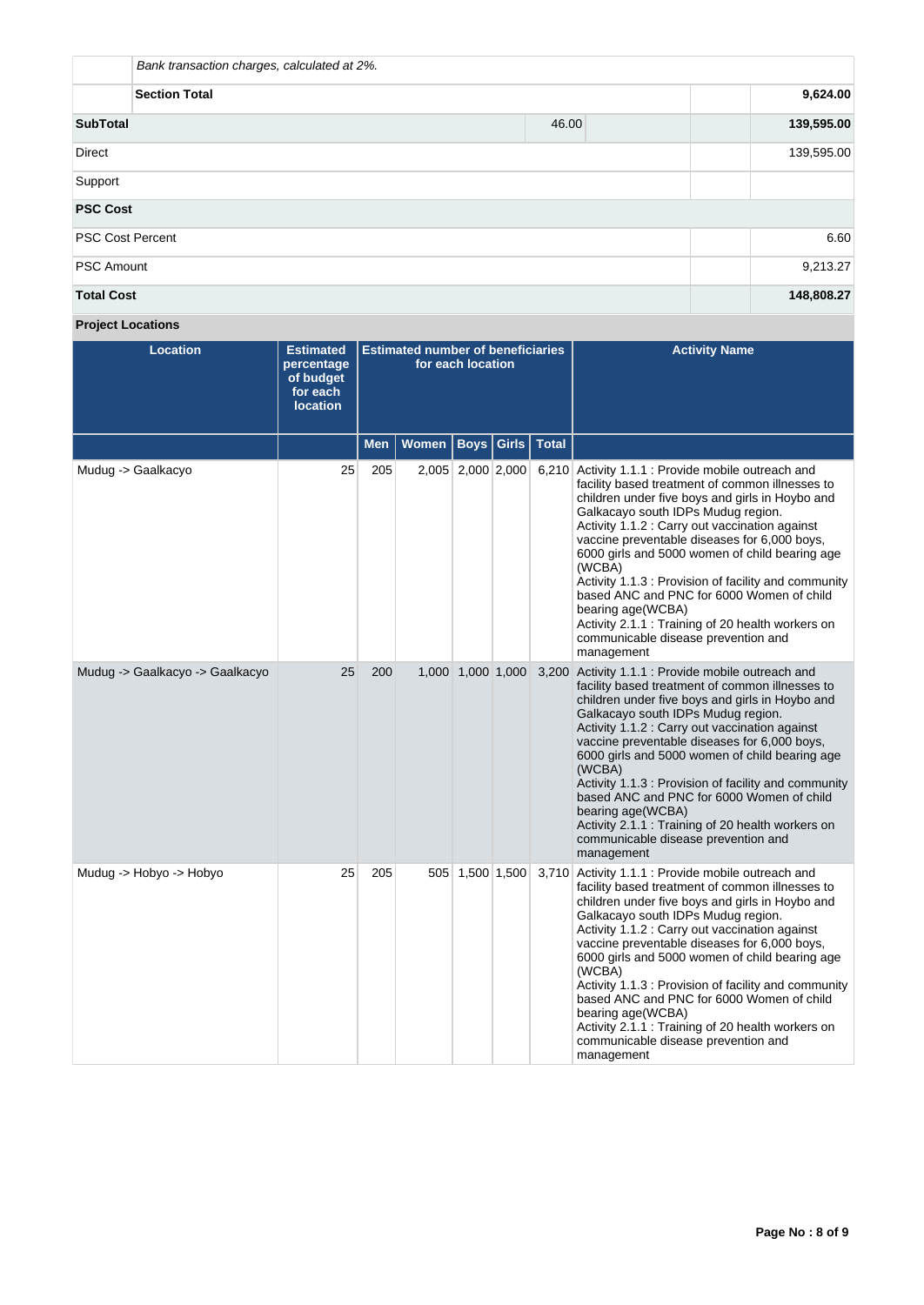| | | | | |
|---|---|---|---|---|
| | *Bank transaction charges, calculated at 2%.* | | | |
| | **Section Total** | | | **9,624.00** |
| **SubTotal** | | 46.00 | | **139,595.00** |
| Direct | | | | 139,595.00 |
| Support | | | | |
| **PSC Cost** | | | | |
| PSC Cost Percent | | | | 6.60 |
| PSC Amount | | | | 9,213.27 |
| **Total Cost** | | | | **148,808.27** |

**Project Locations**

| Location | Estimated percentage of budget for each location | Estimated number of beneficiaries for each location | | | | | Activity Name |
|---|---|---|---|---|---|---|---|
| | | Men | Women | Boys | Girls | Total | |
| Mudug -> Gaalkacyo | 25 | 205 | 2,005 | 2,000 | 2,000 | 6,210 | Activity 1.1.1 : Provide mobile outreach and facility based treatment of common illnesses to children under five boys and girls in Hoybo and Galkacayo south IDPs Mudug region.<br>Activity 1.1.2 : Carry out vaccination against vaccine preventable diseases for 6,000 boys, 6000 girls and 5000 women of child bearing age (WCBA)<br>Activity 1.1.3 : Provision of facility and community based ANC and PNC for 6000 Women of child bearing age(WCBA)<br>Activity 2.1.1 : Training of 20 health workers on communicable disease prevention and management |
| Mudug -> Gaalkacyo -> Gaalkacyo | 25 | 200 | 1,000 | 1,000 | 1,000 | 3,200 | Activity 1.1.1 : Provide mobile outreach and facility based treatment of common illnesses to children under five boys and girls in Hoybo and Galkacayo south IDPs Mudug region.<br>Activity 1.1.2 : Carry out vaccination against vaccine preventable diseases for 6,000 boys, 6000 girls and 5000 women of child bearing age (WCBA)<br>Activity 1.1.3 : Provision of facility and community based ANC and PNC for 6000 Women of child bearing age(WCBA)<br>Activity 2.1.1 : Training of 20 health workers on communicable disease prevention and management |
| Mudug -> Hobyo -> Hobyo | 25 | 205 | 505 | 1,500 | 1,500 | 3,710 | Activity 1.1.1 : Provide mobile outreach and facility based treatment of common illnesses to children under five boys and girls in Hoybo and Galkacayo south IDPs Mudug region.<br>Activity 1.1.2 : Carry out vaccination against vaccine preventable diseases for 6,000 boys, 6000 girls and 5000 women of child bearing age (WCBA)<br>Activity 1.1.3 : Provision of facility and community based ANC and PNC for 6000 Women of child bearing age(WCBA)<br>Activity 2.1.1 : Training of 20 health workers on communicable disease prevention and management |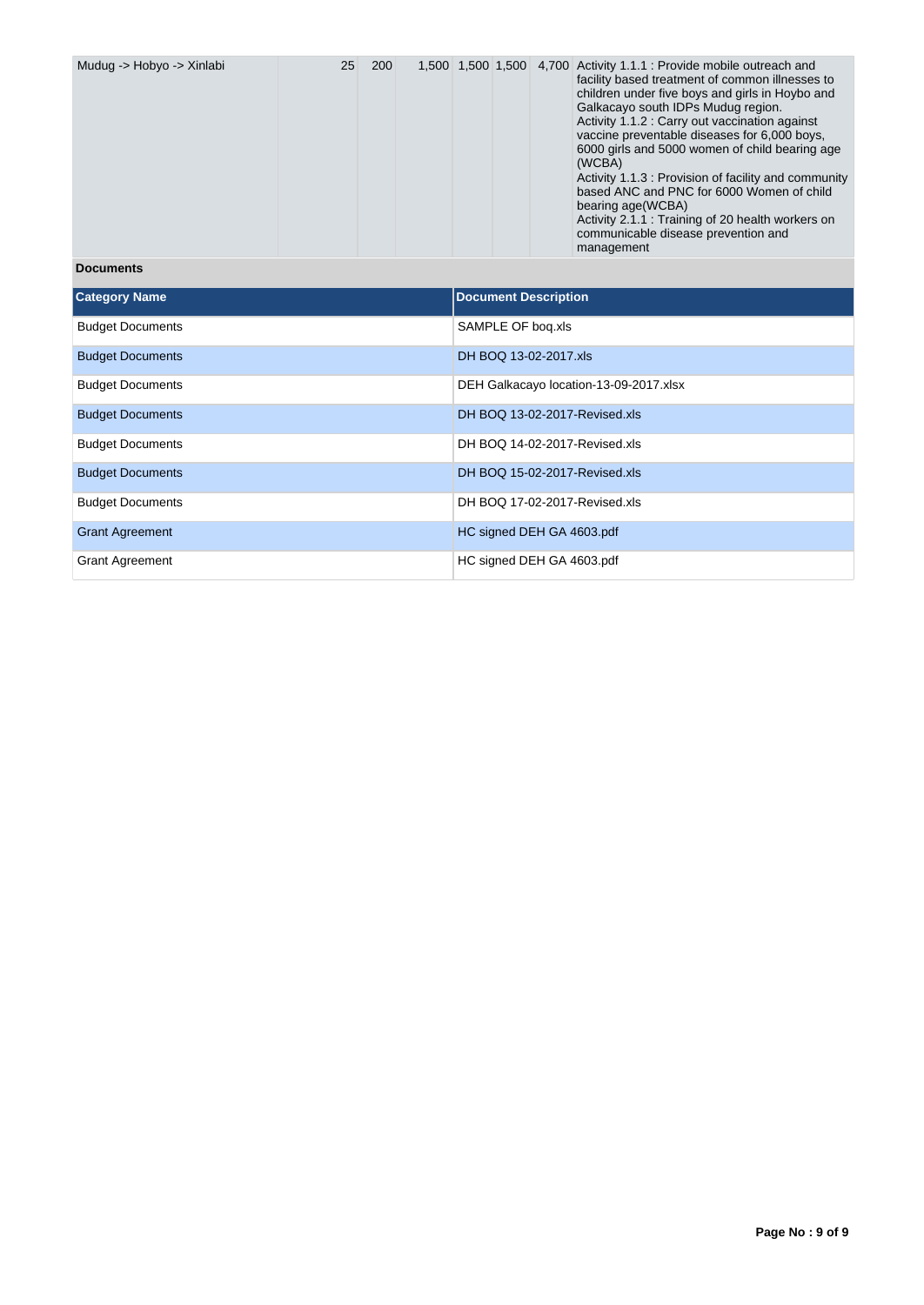| | | | | | | | |
|---|---|---|---|---|---|---|---|
| Mudug -> Hobyo -> Xinlabi | 25 | 200 | 1,500 | 1,500 | 1,500 | 4,700 | Activity 1.1.1 : Provide mobile outreach and facility based treatment of common illnesses to children under five boys and girls in Hoybo and Galkacayo south IDPs Mudug region.<br>Activity 1.1.2 : Carry out vaccination against vaccine preventable diseases for 6,000 boys, 6000 girls and 5000 women of child bearing age (WCBA)<br>Activity 1.1.3 : Provision of facility and community based ANC and PNC for 6000 Women of child bearing age(WCBA)<br>Activity 2.1.1 : Training of 20 health workers on communicable disease prevention and management |

**Documents**

| Category Name | Document Description |
|---|---|
| Budget Documents | SAMPLE OF boq.xls |
| Budget Documents | DH BOQ 13-02-2017.xls |
| Budget Documents | DEH Galkacayo location-13-09-2017.xlsx |
| Budget Documents | DH BOQ 13-02-2017-Revised.xls |
| Budget Documents | DH BOQ 14-02-2017-Revised.xls |
| Budget Documents | DH BOQ 15-02-2017-Revised.xls |
| Budget Documents | DH BOQ 17-02-2017-Revised.xls |
| Grant Agreement | HC signed DEH GA 4603.pdf |
| Grant Agreement | HC signed DEH GA 4603.pdf |